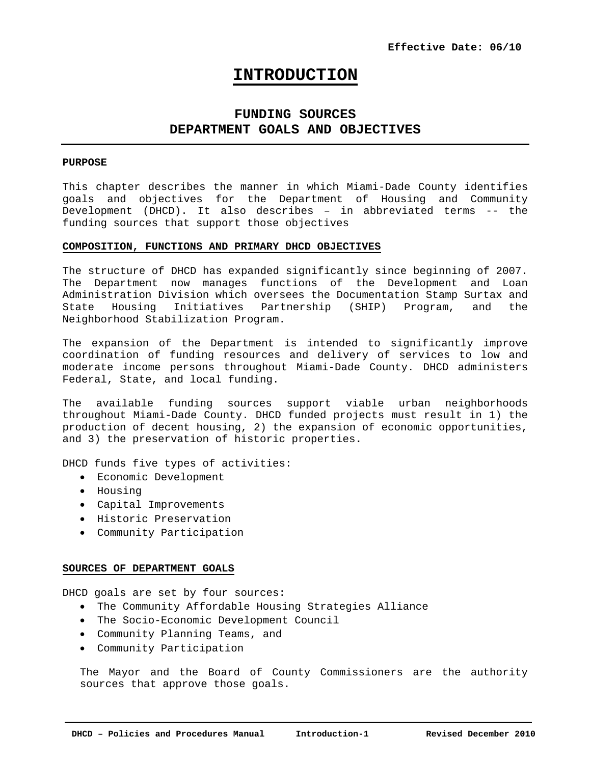**Effective Date: 06/10**

# INTRODUCTION

## FUNDING SOURCES
## DEPARTMENT GOALS AND OBJECTIVES

**PURPOSE**

This chapter describes the manner in which Miami-Dade County identifies goals and objectives for the Department of Housing and Community Development (DHCD). It also describes – in abbreviated terms -- the funding sources that support those objectives

**COMPOSITION, FUNCTIONS AND PRIMARY DHCD OBJECTIVES**

The structure of DHCD has expanded significantly since beginning of 2007. The Department now manages functions of the Development and Loan Administration Division which oversees the Documentation Stamp Surtax and State Housing Initiatives Partnership (SHIP) Program, and the Neighborhood Stabilization Program.

The expansion of the Department is intended to significantly improve coordination of funding resources and delivery of services to low and moderate income persons throughout Miami-Dade County. DHCD administers Federal, State, and local funding.

The available funding sources support viable urban neighborhoods throughout Miami-Dade County. DHCD funded projects must result in 1) the production of decent housing, 2) the expansion of economic opportunities, and 3) the preservation of historic properties.

DHCD funds five types of activities:

- Economic Development
- Housing
- Capital Improvements
- Historic Preservation
- Community Participation

**SOURCES OF DEPARTMENT GOALS**

DHCD goals are set by four sources:

- The Community Affordable Housing Strategies Alliance
- The Socio-Economic Development Council
- Community Planning Teams, and
- Community Participation

The Mayor and the Board of County Commissioners are the authority sources that approve those goals.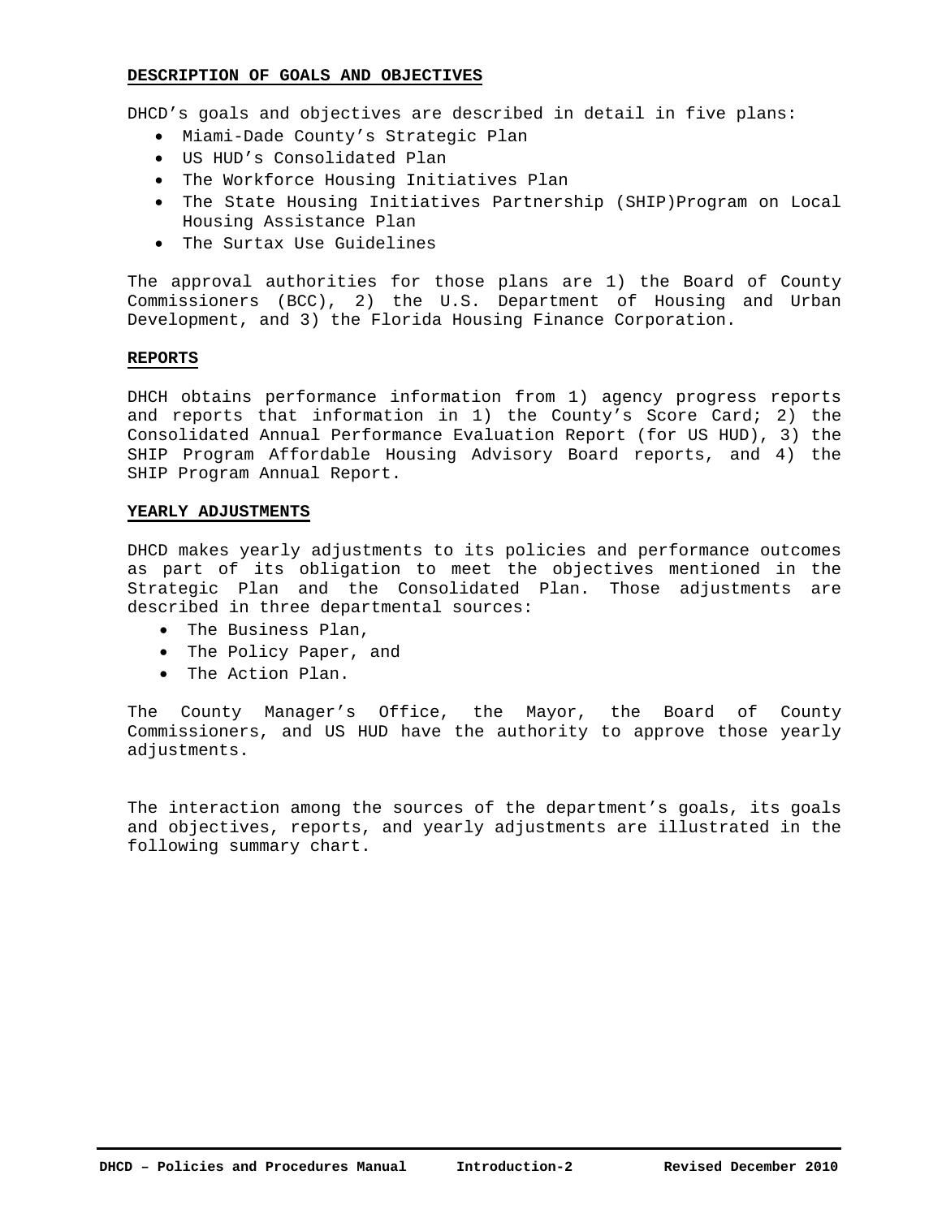**DESCRIPTION OF GOALS AND OBJECTIVES**

DHCD’s goals and objectives are described in detail in five plans:

- Miami-Dade County’s Strategic Plan
- US HUD’s Consolidated Plan
- The Workforce Housing Initiatives Plan
- The State Housing Initiatives Partnership (SHIP)Program on Local Housing Assistance Plan
- The Surtax Use Guidelines

The approval authorities for those plans are 1) the Board of County Commissioners (BCC), 2) the U.S. Department of Housing and Urban Development, and 3) the Florida Housing Finance Corporation.

**REPORTS**

DHCH obtains performance information from 1) agency progress reports and reports that information in 1) the County’s Score Card; 2) the Consolidated Annual Performance Evaluation Report (for US HUD), 3) the SHIP Program Affordable Housing Advisory Board reports, and 4) the SHIP Program Annual Report.

**YEARLY ADJUSTMENTS**

DHCD makes yearly adjustments to its policies and performance outcomes as part of its obligation to meet the objectives mentioned in the Strategic Plan and the Consolidated Plan. Those adjustments are described in three departmental sources:

- The Business Plan,
- The Policy Paper, and
- The Action Plan.

The County Manager’s Office, the Mayor, the Board of County Commissioners, and US HUD have the authority to approve those yearly adjustments.

The interaction among the sources of the department’s goals, its goals and objectives, reports, and yearly adjustments are illustrated in the following summary chart.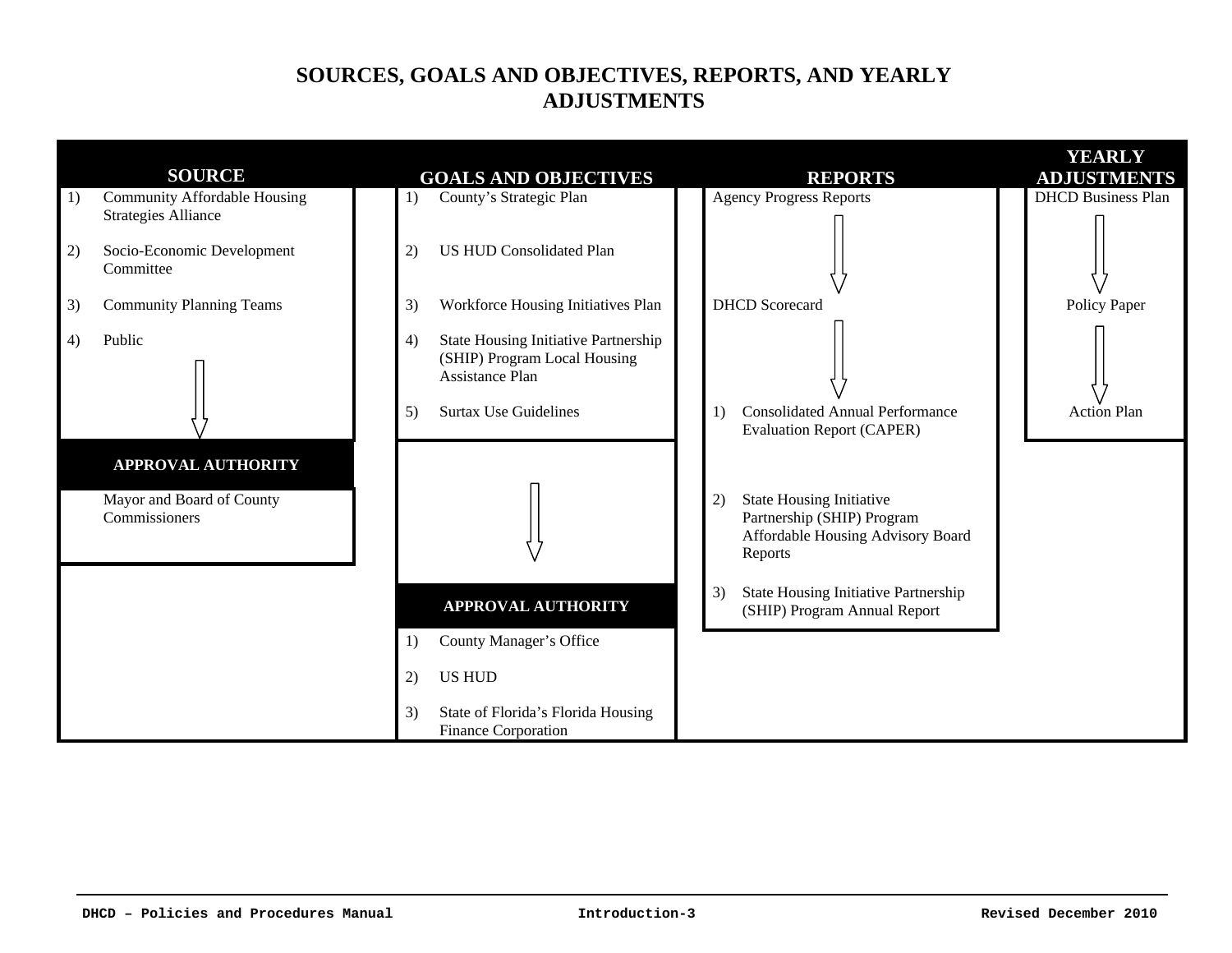# SOURCES, GOALS AND OBJECTIVES, REPORTS, AND YEARLY ADJUSTMENTS

| SOURCE | GOALS AND OBJECTIVES | REPORTS | YEARLY ADJUSTMENTS |
|---|---|---|---|
| 1) Community Affordable Housing Strategies Alliance | 1) County's Strategic Plan | Agency Progress Reports | DHCD Business Plan |
| 2) Socio-Economic Development Committee | 2) US HUD Consolidated Plan | ↓ | ↓ |
| 3) Community Planning Teams | 3) Workforce Housing Initiatives Plan | DHCD Scorecard | Policy Paper |
| 4) Public | 4) State Housing Initiative Partnership (SHIP) Program Local Housing Assistance Plan | ↓ | ↓ |
| ↓ | 5) Surtax Use Guidelines | 1) Consolidated Annual Performance Evaluation Report (CAPER) | Action Plan |
| **APPROVAL AUTHORITY** | ↓ | 2) State Housing Initiative Partnership (SHIP) Program Affordable Housing Advisory Board Reports | |
| Mayor and Board of County Commissioners | **APPROVAL AUTHORITY** | 3) State Housing Initiative Partnership (SHIP) Program Annual Report | |
| | 1) County Manager's Office | | |
| | 2) US HUD | | |
| | 3) State of Florida's Florida Housing Finance Corporation | | |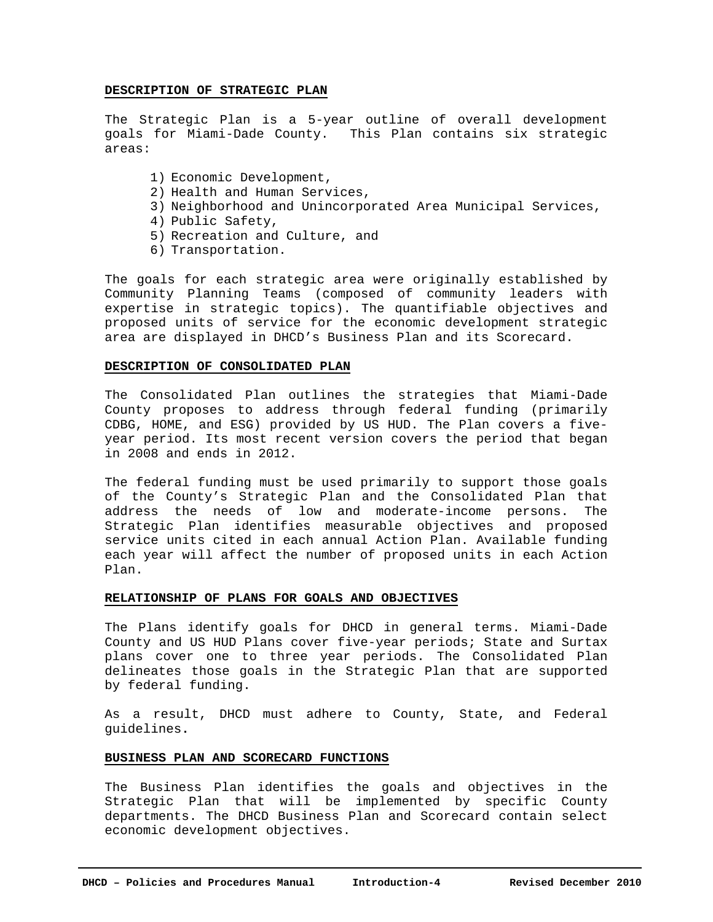## DESCRIPTION OF STRATEGIC PLAN

The Strategic Plan is a 5-year outline of overall development goals for Miami-Dade County. This Plan contains six strategic areas:

1) Economic Development,
2) Health and Human Services,
3) Neighborhood and Unincorporated Area Municipal Services,
4) Public Safety,
5) Recreation and Culture, and
6) Transportation.

The goals for each strategic area were originally established by Community Planning Teams (composed of community leaders with expertise in strategic topics). The quantifiable objectives and proposed units of service for the economic development strategic area are displayed in DHCD's Business Plan and its Scorecard.

## DESCRIPTION OF CONSOLIDATED PLAN

The Consolidated Plan outlines the strategies that Miami-Dade County proposes to address through federal funding (primarily CDBG, HOME, and ESG) provided by US HUD. The Plan covers a five-year period. Its most recent version covers the period that began in 2008 and ends in 2012.

The federal funding must be used primarily to support those goals of the County's Strategic Plan and the Consolidated Plan that address the needs of low and moderate-income persons. The Strategic Plan identifies measurable objectives and proposed service units cited in each annual Action Plan. Available funding each year will affect the number of proposed units in each Action Plan.

## RELATIONSHIP OF PLANS FOR GOALS AND OBJECTIVES

The Plans identify goals for DHCD in general terms. Miami-Dade County and US HUD Plans cover five-year periods; State and Surtax plans cover one to three year periods. The Consolidated Plan delineates those goals in the Strategic Plan that are supported by federal funding.

As a result, DHCD must adhere to County, State, and Federal guidelines.

## BUSINESS PLAN AND SCORECARD FUNCTIONS

The Business Plan identifies the goals and objectives in the Strategic Plan that will be implemented by specific County departments. The DHCD Business Plan and Scorecard contain select economic development objectives.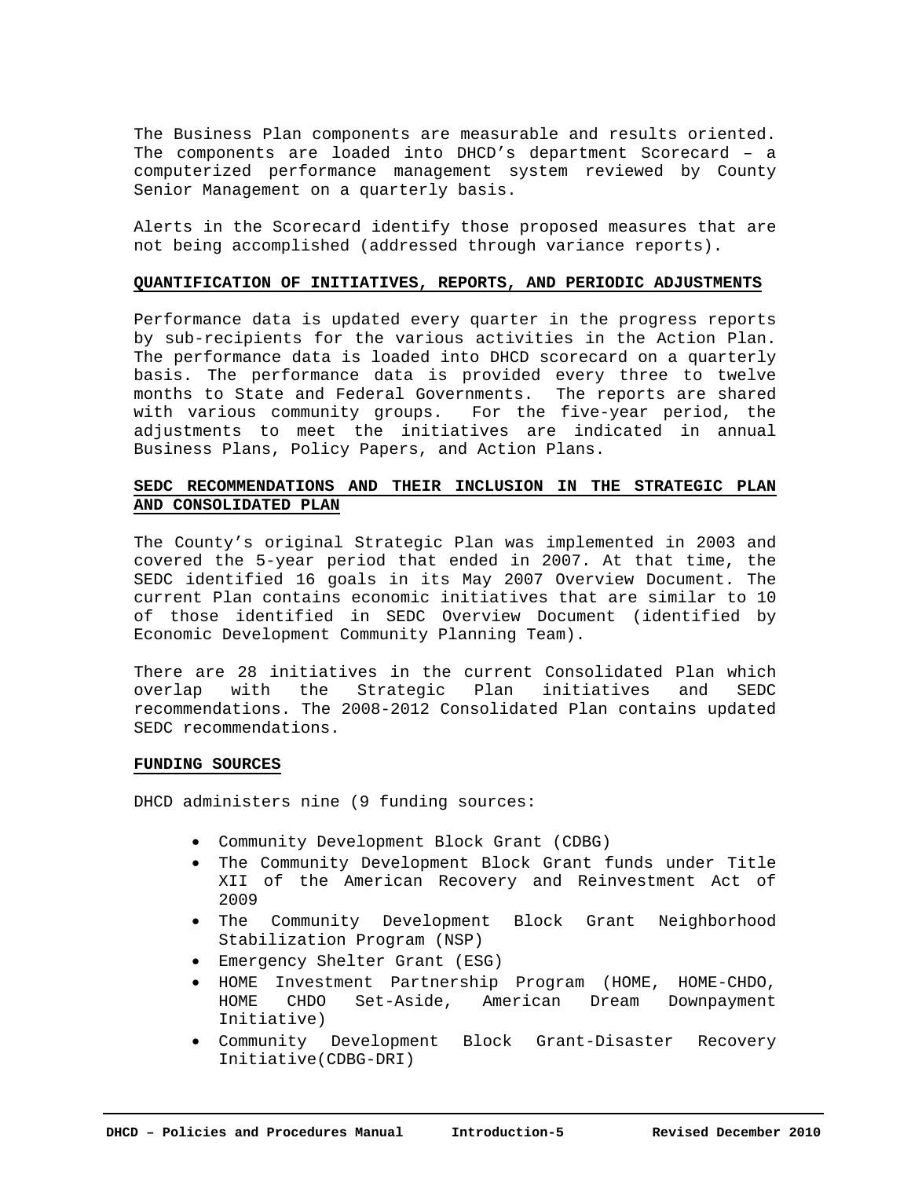The Business Plan components are measurable and results oriented. The components are loaded into DHCD's department Scorecard – a computerized performance management system reviewed by County Senior Management on a quarterly basis.

Alerts in the Scorecard identify those proposed measures that are not being accomplished (addressed through variance reports).

## QUANTIFICATION OF INITIATIVES, REPORTS, AND PERIODIC ADJUSTMENTS

Performance data is updated every quarter in the progress reports by sub-recipients for the various activities in the Action Plan. The performance data is loaded into DHCD scorecard on a quarterly basis. The performance data is provided every three to twelve months to State and Federal Governments. The reports are shared with various community groups. For the five-year period, the adjustments to meet the initiatives are indicated in annual Business Plans, Policy Papers, and Action Plans.

## SEDC RECOMMENDATIONS AND THEIR INCLUSION IN THE STRATEGIC PLAN AND CONSOLIDATED PLAN

The County's original Strategic Plan was implemented in 2003 and covered the 5-year period that ended in 2007. At that time, the SEDC identified 16 goals in its May 2007 Overview Document. The current Plan contains economic initiatives that are similar to 10 of those identified in SEDC Overview Document (identified by Economic Development Community Planning Team).

There are 28 initiatives in the current Consolidated Plan which overlap with the Strategic Plan initiatives and SEDC recommendations. The 2008-2012 Consolidated Plan contains updated SEDC recommendations.

## FUNDING SOURCES

DHCD administers nine (9 funding sources:

- Community Development Block Grant (CDBG)
- The Community Development Block Grant funds under Title XII of the American Recovery and Reinvestment Act of 2009
- The Community Development Block Grant Neighborhood Stabilization Program (NSP)
- Emergency Shelter Grant (ESG)
- HOME Investment Partnership Program (HOME, HOME-CHDO, HOME CHDO Set-Aside, American Dream Downpayment Initiative)
- Community Development Block Grant-Disaster Recovery Initiative(CDBG-DRI)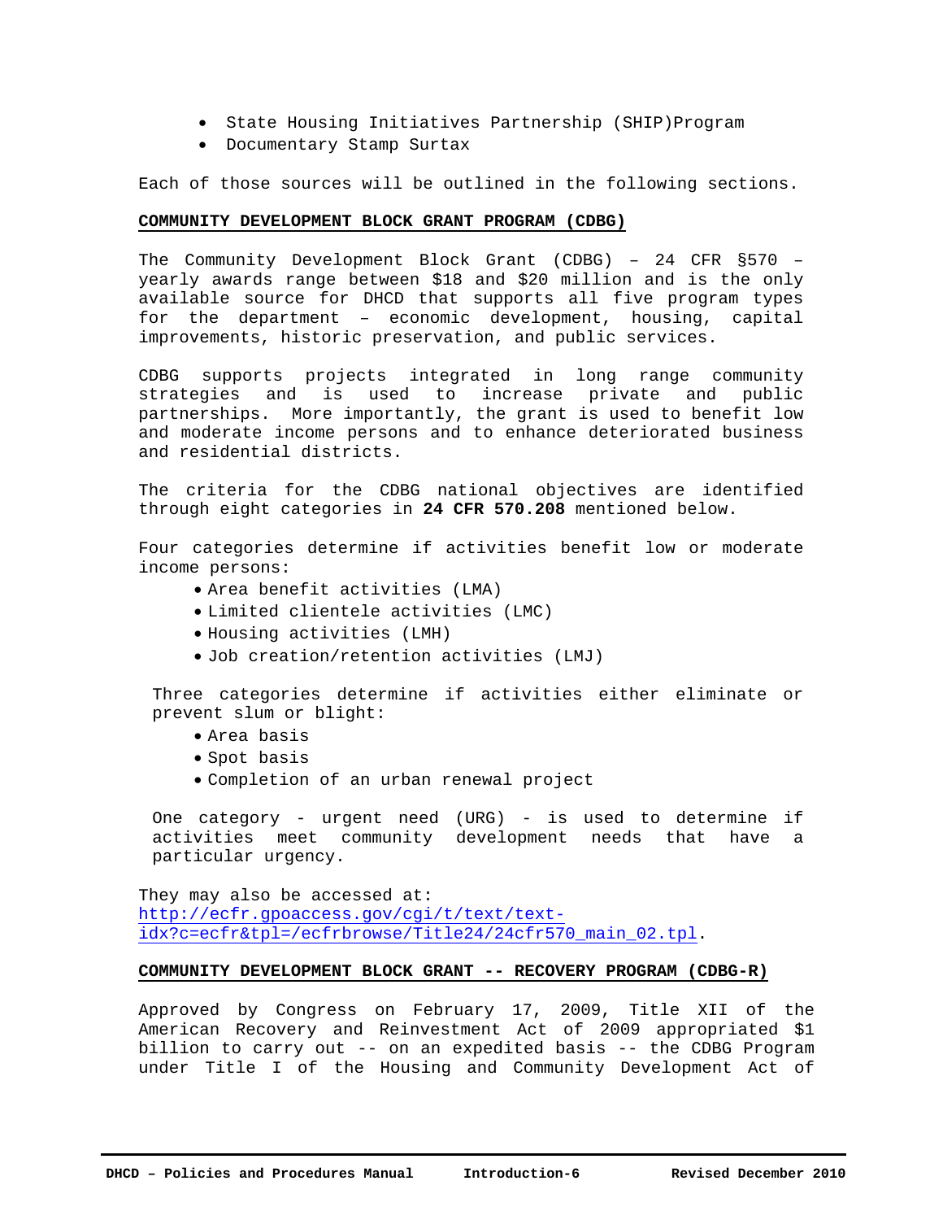- State Housing Initiatives Partnership (SHIP)Program
- Documentary Stamp Surtax

Each of those sources will be outlined in the following sections.

## COMMUNITY DEVELOPMENT BLOCK GRANT PROGRAM (CDBG)

The Community Development Block Grant (CDBG) – 24 CFR §570 – yearly awards range between $18 and $20 million and is the only available source for DHCD that supports all five program types for the department – economic development, housing, capital improvements, historic preservation, and public services.

CDBG supports projects integrated in long range community strategies and is used to increase private and public partnerships. More importantly, the grant is used to benefit low and moderate income persons and to enhance deteriorated business and residential districts.

The criteria for the CDBG national objectives are identified through eight categories in **24 CFR 570.208** mentioned below.

Four categories determine if activities benefit low or moderate income persons:

- Area benefit activities (LMA)
- Limited clientele activities (LMC)
- Housing activities (LMH)
- Job creation/retention activities (LMJ)

Three categories determine if activities either eliminate or prevent slum or blight:

- Area basis
- Spot basis
- Completion of an urban renewal project

One category - urgent need (URG) - is used to determine if activities meet community development needs that have a particular urgency.

They may also be accessed at: http://ecfr.gpoaccess.gov/cgi/t/text/text-idx?c=ecfr&tpl=/ecfrbrowse/Title24/24cfr570_main_02.tpl.

## COMMUNITY DEVELOPMENT BLOCK GRANT -- RECOVERY PROGRAM (CDBG-R)

Approved by Congress on February 17, 2009, Title XII of the American Recovery and Reinvestment Act of 2009 appropriated $1 billion to carry out -- on an expedited basis -- the CDBG Program under Title I of the Housing and Community Development Act of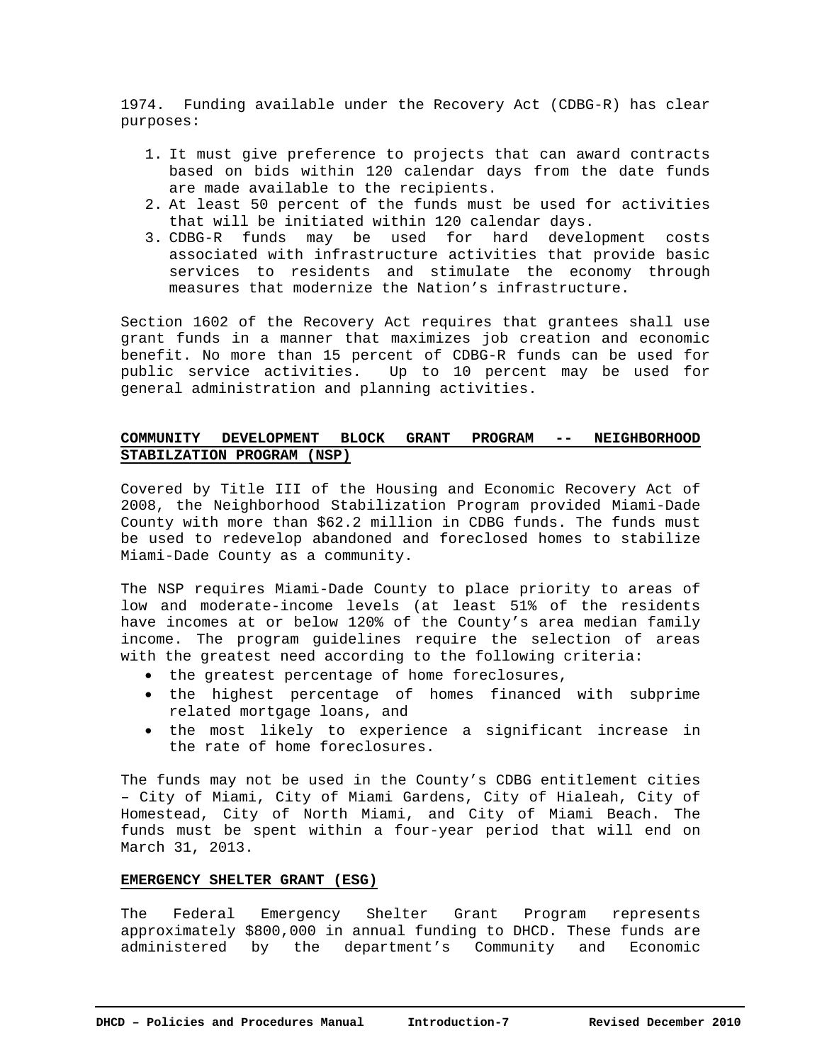1974. Funding available under the Recovery Act (CDBG-R) has clear purposes:

1. It must give preference to projects that can award contracts based on bids within 120 calendar days from the date funds are made available to the recipients.
2. At least 50 percent of the funds must be used for activities that will be initiated within 120 calendar days.
3. CDBG-R funds may be used for hard development costs associated with infrastructure activities that provide basic services to residents and stimulate the economy through measures that modernize the Nation's infrastructure.

Section 1602 of the Recovery Act requires that grantees shall use grant funds in a manner that maximizes job creation and economic benefit. No more than 15 percent of CDBG-R funds can be used for public service activities. Up to 10 percent may be used for general administration and planning activities.

## COMMUNITY DEVELOPMENT BLOCK GRANT PROGRAM -- NEIGHBORHOOD STABILZATION PROGRAM (NSP)

Covered by Title III of the Housing and Economic Recovery Act of 2008, the Neighborhood Stabilization Program provided Miami-Dade County with more than $62.2 million in CDBG funds. The funds must be used to redevelop abandoned and foreclosed homes to stabilize Miami-Dade County as a community.

The NSP requires Miami-Dade County to place priority to areas of low and moderate-income levels (at least 51% of the residents have incomes at or below 120% of the County's area median family income. The program guidelines require the selection of areas with the greatest need according to the following criteria:

- the greatest percentage of home foreclosures,
- the highest percentage of homes financed with subprime related mortgage loans, and
- the most likely to experience a significant increase in the rate of home foreclosures.

The funds may not be used in the County's CDBG entitlement cities – City of Miami, City of Miami Gardens, City of Hialeah, City of Homestead, City of North Miami, and City of Miami Beach. The funds must be spent within a four-year period that will end on March 31, 2013.

## EMERGENCY SHELTER GRANT (ESG)

The Federal Emergency Shelter Grant Program represents approximately $800,000 in annual funding to DHCD. These funds are administered by the department's Community and Economic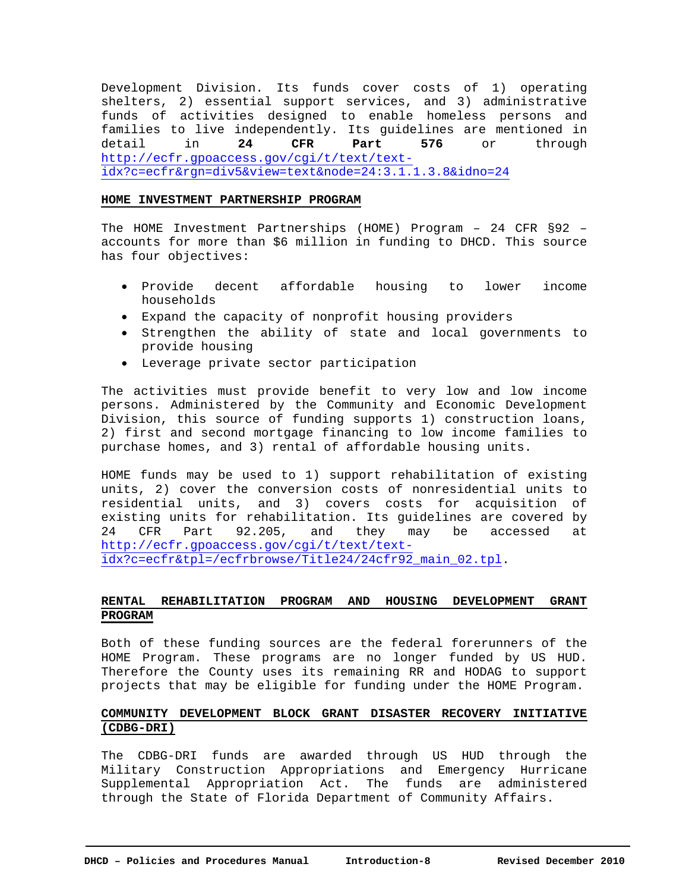Development Division. Its funds cover costs of 1) operating shelters, 2) essential support services, and 3) administrative funds of activities designed to enable homeless persons and families to live independently. Its guidelines are mentioned in detail in **24 CFR Part 576** or through http://ecfr.gpoaccess.gov/cgi/t/text/text-idx?c=ecfr&rgn=div5&view=text&node=24:3.1.1.3.8&idno=24

## HOME INVESTMENT PARTNERSHIP PROGRAM

The HOME Investment Partnerships (HOME) Program – 24 CFR §92 – accounts for more than $6 million in funding to DHCD. This source has four objectives:

- Provide decent affordable housing to lower income households
- Expand the capacity of nonprofit housing providers
- Strengthen the ability of state and local governments to provide housing
- Leverage private sector participation

The activities must provide benefit to very low and low income persons. Administered by the Community and Economic Development Division, this source of funding supports 1) construction loans, 2) first and second mortgage financing to low income families to purchase homes, and 3) rental of affordable housing units.

HOME funds may be used to 1) support rehabilitation of existing units, 2) cover the conversion costs of nonresidential units to residential units, and 3) covers costs for acquisition of existing units for rehabilitation. Its guidelines are covered by 24 CFR Part 92.205, and they may be accessed at http://ecfr.gpoaccess.gov/cgi/t/text/text-idx?c=ecfr&tpl=/ecfrbrowse/Title24/24cfr92_main_02.tpl.

## RENTAL REHABILITATION PROGRAM AND HOUSING DEVELOPMENT GRANT PROGRAM

Both of these funding sources are the federal forerunners of the HOME Program. These programs are no longer funded by US HUD. Therefore the County uses its remaining RR and HODAG to support projects that may be eligible for funding under the HOME Program.

## COMMUNITY DEVELOPMENT BLOCK GRANT DISASTER RECOVERY INITIATIVE (CDBG-DRI)

The CDBG-DRI funds are awarded through US HUD through the Military Construction Appropriations and Emergency Hurricane Supplemental Appropriation Act. The funds are administered through the State of Florida Department of Community Affairs.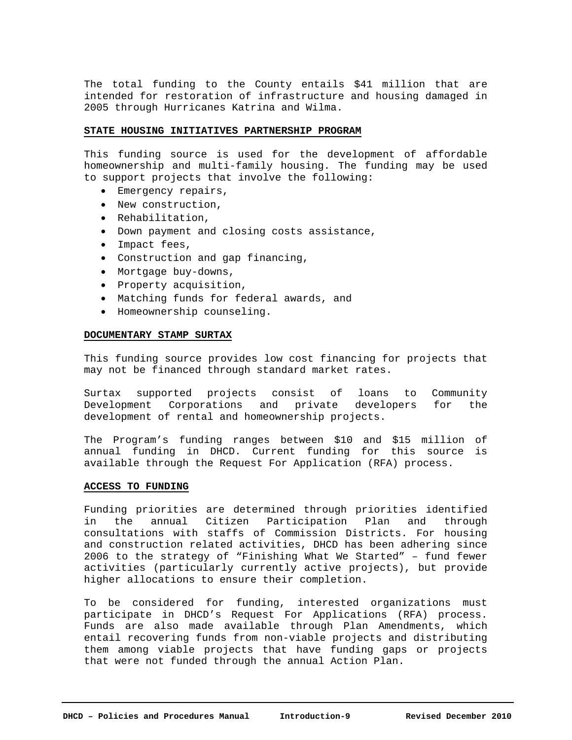The total funding to the County entails $41 million that are intended for restoration of infrastructure and housing damaged in 2005 through Hurricanes Katrina and Wilma.

## STATE HOUSING INITIATIVES PARTNERSHIP PROGRAM

This funding source is used for the development of affordable homeownership and multi-family housing. The funding may be used to support projects that involve the following:

- Emergency repairs,
- New construction,
- Rehabilitation,
- Down payment and closing costs assistance,
- Impact fees,
- Construction and gap financing,
- Mortgage buy-downs,
- Property acquisition,
- Matching funds for federal awards, and
- Homeownership counseling.

## DOCUMENTARY STAMP SURTAX

This funding source provides low cost financing for projects that may not be financed through standard market rates.

Surtax supported projects consist of loans to Community Development Corporations and private developers for the development of rental and homeownership projects.

The Program's funding ranges between $10 and $15 million of annual funding in DHCD. Current funding for this source is available through the Request For Application (RFA) process.

## ACCESS TO FUNDING

Funding priorities are determined through priorities identified in the annual Citizen Participation Plan and through consultations with staffs of Commission Districts. For housing and construction related activities, DHCD has been adhering since 2006 to the strategy of "Finishing What We Started" – fund fewer activities (particularly currently active projects), but provide higher allocations to ensure their completion.

To be considered for funding, interested organizations must participate in DHCD's Request For Applications (RFA) process. Funds are also made available through Plan Amendments, which entail recovering funds from non-viable projects and distributing them among viable projects that have funding gaps or projects that were not funded through the annual Action Plan.